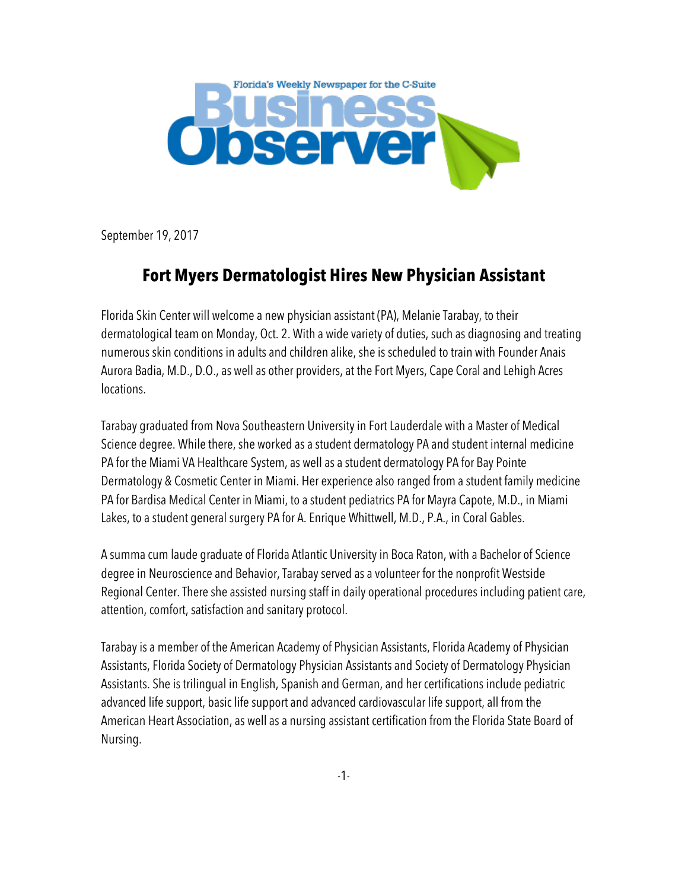Florida's Weekly Newspaper for the C-Suite

Business Observer

September 19, 2017

# Fort Myers Dermatologist Hires New Physician Assistant

Florida Skin Center will welcome a new physician assistant (PA), Melanie Tarabay, to their dermatological team on Monday, Oct. 2. With a wide variety of duties, such as diagnosing and treating numerous skin conditions in adults and children alike, she is scheduled to train with Founder Anais Aurora Badia, M.D., D.O., as well as other providers, at the Fort Myers, Cape Coral and Lehigh Acres locations.

Tarabay graduated from Nova Southeastern University in Fort Lauderdale with a Master of Medical Science degree. While there, she worked as a student dermatology PA and student internal medicine PA for the Miami VA Healthcare System, as well as a student dermatology PA for Bay Pointe Dermatology & Cosmetic Center in Miami. Her experience also ranged from a student family medicine PA for Bardisa Medical Center in Miami, to a student pediatrics PA for Mayra Capote, M.D., in Miami Lakes, to a student general surgery PA for A. Enrique Whittwell, M.D., P.A., in Coral Gables.

A summa cum laude graduate of Florida Atlantic University in Boca Raton, with a Bachelor of Science degree in Neuroscience and Behavior, Tarabay served as a volunteer for the nonprofit Westside Regional Center. There she assisted nursing staff in daily operational procedures including patient care, attention, comfort, satisfaction and sanitary protocol.

Tarabay is a member of the American Academy of Physician Assistants, Florida Academy of Physician Assistants, Florida Society of Dermatology Physician Assistants and Society of Dermatology Physician Assistants. She is trilingual in English, Spanish and German, and her certifications include pediatric advanced life support, basic life support and advanced cardiovascular life support, all from the American Heart Association, as well as a nursing assistant certification from the Florida State Board of Nursing.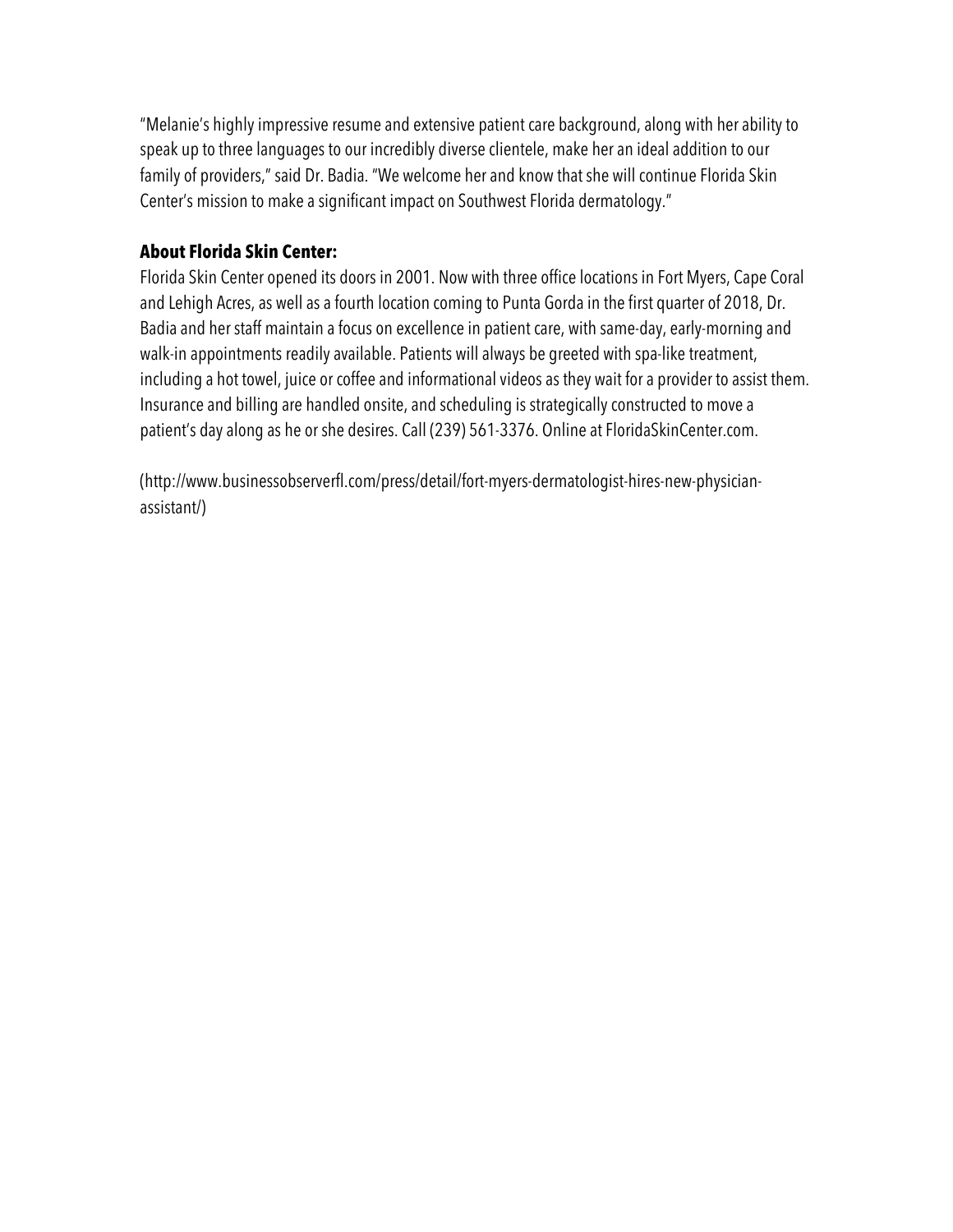"Melanie's highly impressive resume and extensive patient care background, along with her ability to speak up to three languages to our incredibly diverse clientele, make her an ideal addition to our family of providers," said Dr. Badia. "We welcome her and know that she will continue Florida Skin Center's mission to make a significant impact on Southwest Florida dermatology."

**About Florida Skin Center:**

Florida Skin Center opened its doors in 2001. Now with three office locations in Fort Myers, Cape Coral and Lehigh Acres, as well as a fourth location coming to Punta Gorda in the first quarter of 2018, Dr. Badia and her staff maintain a focus on excellence in patient care, with same-day, early-morning and walk-in appointments readily available. Patients will always be greeted with spa-like treatment, including a hot towel, juice or coffee and informational videos as they wait for a provider to assist them. Insurance and billing are handled onsite, and scheduling is strategically constructed to move a patient's day along as he or she desires. Call (239) 561-3376. Online at FloridaSkinCenter.com.

(http://www.businessobserverfl.com/press/detail/fort-myers-dermatologist-hires-new-physician-assistant/)